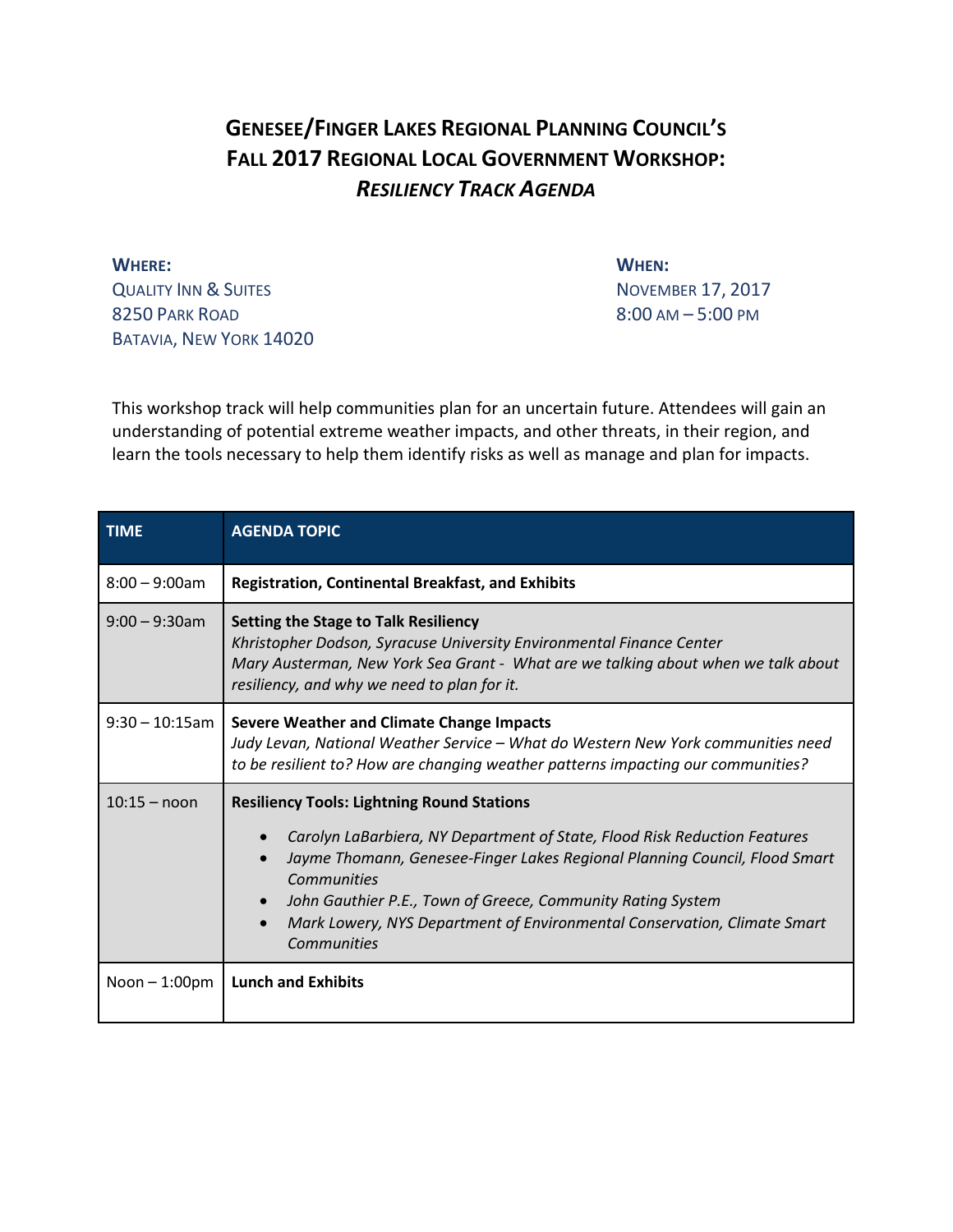# GENESEE/FINGER LAKES REGIONAL PLANNING COUNCIL'S FALL 2017 REGIONAL LOCAL GOVERNMENT WORKSHOP: *RESILIENCY TRACK AGENDA*

**WHERE:**
QUALITY INN & SUITES
8250 PARK ROAD
BATAVIA, NEW YORK 14020

**WHEN:**
NOVEMBER 17, 2017
8:00 AM – 5:00 PM

This workshop track will help communities plan for an uncertain future. Attendees will gain an understanding of potential extreme weather impacts, and other threats, in their region, and learn the tools necessary to help them identify risks as well as manage and plan for impacts.

| TIME | AGENDA TOPIC |
| --- | --- |
| 8:00 – 9:00am | **Registration, Continental Breakfast, and Exhibits** |
| 9:00 – 9:30am | **Setting the Stage to Talk Resiliency**<br>*Khristopher Dodson, Syracuse University Environmental Finance Center*<br>*Mary Austerman, New York Sea Grant - What are we talking about when we talk about resiliency, and why we need to plan for it.* |
| 9:30 – 10:15am | **Severe Weather and Climate Change Impacts**<br>*Judy Levan, National Weather Service – What do Western New York communities need to be resilient to? How are changing weather patterns impacting our communities?* |
| 10:15 – noon | **Resiliency Tools: Lightning Round Stations**<br>• *Carolyn LaBarbiera, NY Department of State, Flood Risk Reduction Features*<br>• *Jayme Thomann, Genesee-Finger Lakes Regional Planning Council, Flood Smart Communities*<br>• *John Gauthier P.E., Town of Greece, Community Rating System*<br>• *Mark Lowery, NYS Department of Environmental Conservation, Climate Smart Communities* |
| Noon – 1:00pm | **Lunch and Exhibits** |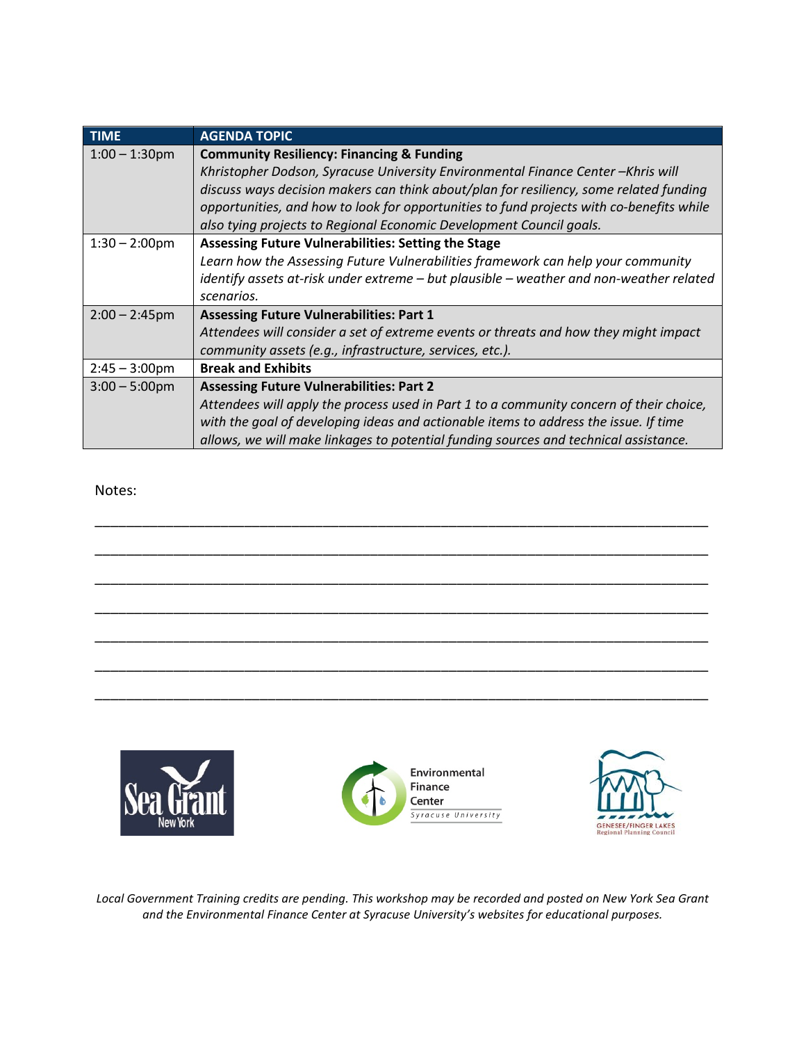| TIME | AGENDA TOPIC |
| --- | --- |
| 1:00 – 1:30pm | **Community Resiliency: Financing & Funding** *Khristopher Dodson, Syracuse University Environmental Finance Center –Khris will discuss ways decision makers can think about/plan for resiliency, some related funding opportunities, and how to look for opportunities to fund projects with co-benefits while also tying projects to Regional Economic Development Council goals.* |
| 1:30 – 2:00pm | **Assessing Future Vulnerabilities: Setting the Stage** *Learn how the Assessing Future Vulnerabilities framework can help your community identify assets at-risk under extreme – but plausible – weather and non-weather related scenarios.* |
| 2:00 – 2:45pm | **Assessing Future Vulnerabilities: Part 1** *Attendees will consider a set of extreme events or threats and how they might impact community assets (e.g., infrastructure, services, etc.).* |
| 2:45 – 3:00pm | **Break and Exhibits** |
| 3:00 – 5:00pm | **Assessing Future Vulnerabilities: Part 2** *Attendees will apply the process used in Part 1 to a community concern of their choice, with the goal of developing ideas and actionable items to address the issue. If time allows, we will make linkages to potential funding sources and technical assistance.* |

Notes:

______________________________________________________________________________

______________________________________________________________________________

______________________________________________________________________________

______________________________________________________________________________

______________________________________________________________________________

______________________________________________________________________________

______________________________________________________________________________

Sea Grant New York

Environmental Finance Center Syracuse University

GENESEE/FINGER LAKES Regional Planning Council

*Local Government Training credits are pending. This workshop may be recorded and posted on New York Sea Grant and the Environmental Finance Center at Syracuse University's websites for educational purposes.*